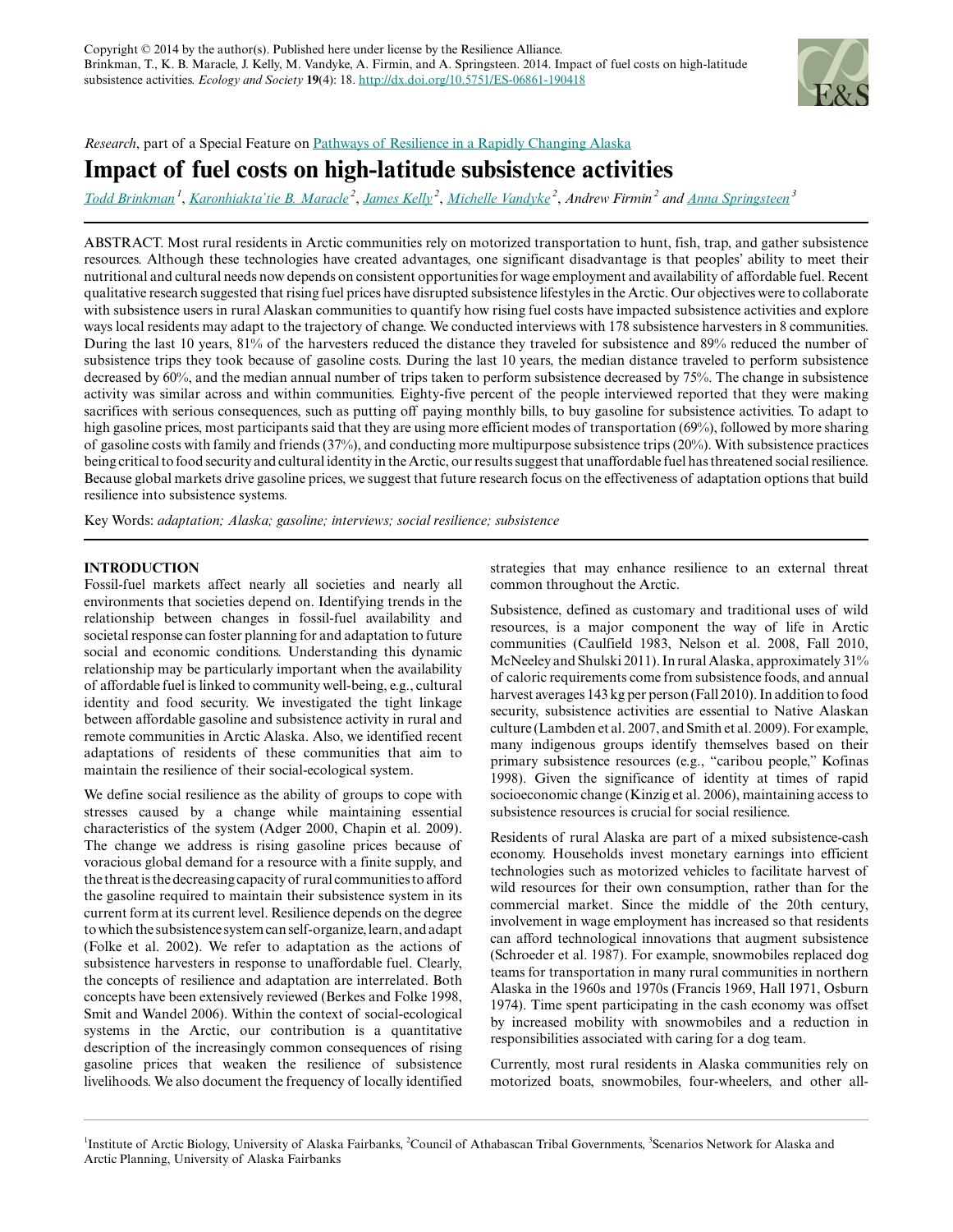Copyright © 2014 by the author(s). Published here under license by the Resilience Alliance.
Brinkman, T., K. B. Maracle, J. Kelly, M. Vandyke, A. Firmin, and A. Springsteen. 2014. Impact of fuel costs on high-latitude subsistence activities. *Ecology and Society* 19(4): 18. http://dx.doi.org/10.5751/ES-06861-190418

*Research*, part of a Special Feature on Pathways of Resilience in a Rapidly Changing Alaska

# Impact of fuel costs on high-latitude subsistence activities

Todd Brinkman [1], Karonhiakta'tie B. Maracle [2], James Kelly [2], Michelle Vandyke [2], Andrew Firmin [2] and Anna Springsteen [3]

ABSTRACT. Most rural residents in Arctic communities rely on motorized transportation to hunt, fish, trap, and gather subsistence resources. Although these technologies have created advantages, one significant disadvantage is that peoples' ability to meet their nutritional and cultural needs now depends on consistent opportunities for wage employment and availability of affordable fuel. Recent qualitative research suggested that rising fuel prices have disrupted subsistence lifestyles in the Arctic. Our objectives were to collaborate with subsistence users in rural Alaskan communities to quantify how rising fuel costs have impacted subsistence activities and explore ways local residents may adapt to the trajectory of change. We conducted interviews with 178 subsistence harvesters in 8 communities. During the last 10 years, 81% of the harvesters reduced the distance they traveled for subsistence and 89% reduced the number of subsistence trips they took because of gasoline costs. During the last 10 years, the median distance traveled to perform subsistence decreased by 60%, and the median annual number of trips taken to perform subsistence decreased by 75%. The change in subsistence activity was similar across and within communities. Eighty-five percent of the people interviewed reported that they were making sacrifices with serious consequences, such as putting off paying monthly bills, to buy gasoline for subsistence activities. To adapt to high gasoline prices, most participants said that they are using more efficient modes of transportation (69%), followed by more sharing of gasoline costs with family and friends (37%), and conducting more multipurpose subsistence trips (20%). With subsistence practices being critical to food security and cultural identity in the Arctic, our results suggest that unaffordable fuel has threatened social resilience. Because global markets drive gasoline prices, we suggest that future research focus on the effectiveness of adaptation options that build resilience into subsistence systems.

Key Words: *adaptation; Alaska; gasoline; interviews; social resilience; subsistence*

## INTRODUCTION

Fossil-fuel markets affect nearly all societies and nearly all environments that societies depend on. Identifying trends in the relationship between changes in fossil-fuel availability and societal response can foster planning for and adaptation to future social and economic conditions. Understanding this dynamic relationship may be particularly important when the availability of affordable fuel is linked to community well-being, e.g., cultural identity and food security. We investigated the tight linkage between affordable gasoline and subsistence activity in rural and remote communities in Arctic Alaska. Also, we identified recent adaptations of residents of these communities that aim to maintain the resilience of their social-ecological system.

We define social resilience as the ability of groups to cope with stresses caused by a change while maintaining essential characteristics of the system (Adger 2000, Chapin et al. 2009). The change we address is rising gasoline prices because of voracious global demand for a resource with a finite supply, and the threat is the decreasing capacity of rural communities to afford the gasoline required to maintain their subsistence system in its current form at its current level. Resilience depends on the degree to which the subsistence system can self-organize, learn, and adapt (Folke et al. 2002). We refer to adaptation as the actions of subsistence harvesters in response to unaffordable fuel. Clearly, the concepts of resilience and adaptation are interrelated. Both concepts have been extensively reviewed (Berkes and Folke 1998, Smit and Wandel 2006). Within the context of social-ecological systems in the Arctic, our contribution is a quantitative description of the increasingly common consequences of rising gasoline prices that weaken the resilience of subsistence livelihoods. We also document the frequency of locally identified strategies that may enhance resilience to an external threat common throughout the Arctic.

Subsistence, defined as customary and traditional uses of wild resources, is a major component the way of life in Arctic communities (Caulfield 1983, Nelson et al. 2008, Fall 2010, McNeeley and Shulski 2011). In rural Alaska, approximately 31% of caloric requirements come from subsistence foods, and annual harvest averages 143 kg per person (Fall 2010). In addition to food security, subsistence activities are essential to Native Alaskan culture (Lambden et al. 2007, and Smith et al. 2009). For example, many indigenous groups identify themselves based on their primary subsistence resources (e.g., "caribou people," Kofinas 1998). Given the significance of identity at times of rapid socioeconomic change (Kinzig et al. 2006), maintaining access to subsistence resources is crucial for social resilience.

Residents of rural Alaska are part of a mixed subsistence-cash economy. Households invest monetary earnings into efficient technologies such as motorized vehicles to facilitate harvest of wild resources for their own consumption, rather than for the commercial market. Since the middle of the 20th century, involvement in wage employment has increased so that residents can afford technological innovations that augment subsistence (Schroeder et al. 1987). For example, snowmobiles replaced dog teams for transportation in many rural communities in northern Alaska in the 1960s and 1970s (Francis 1969, Hall 1971, Osburn 1974). Time spent participating in the cash economy was offset by increased mobility with snowmobiles and a reduction in responsibilities associated with caring for a dog team.

Currently, most rural residents in Alaska communities rely on motorized boats, snowmobiles, four-wheelers, and other all-

[1] Institute of Arctic Biology, University of Alaska Fairbanks, [2] Council of Athabascan Tribal Governments, [3] Scenarios Network for Alaska and Arctic Planning, University of Alaska Fairbanks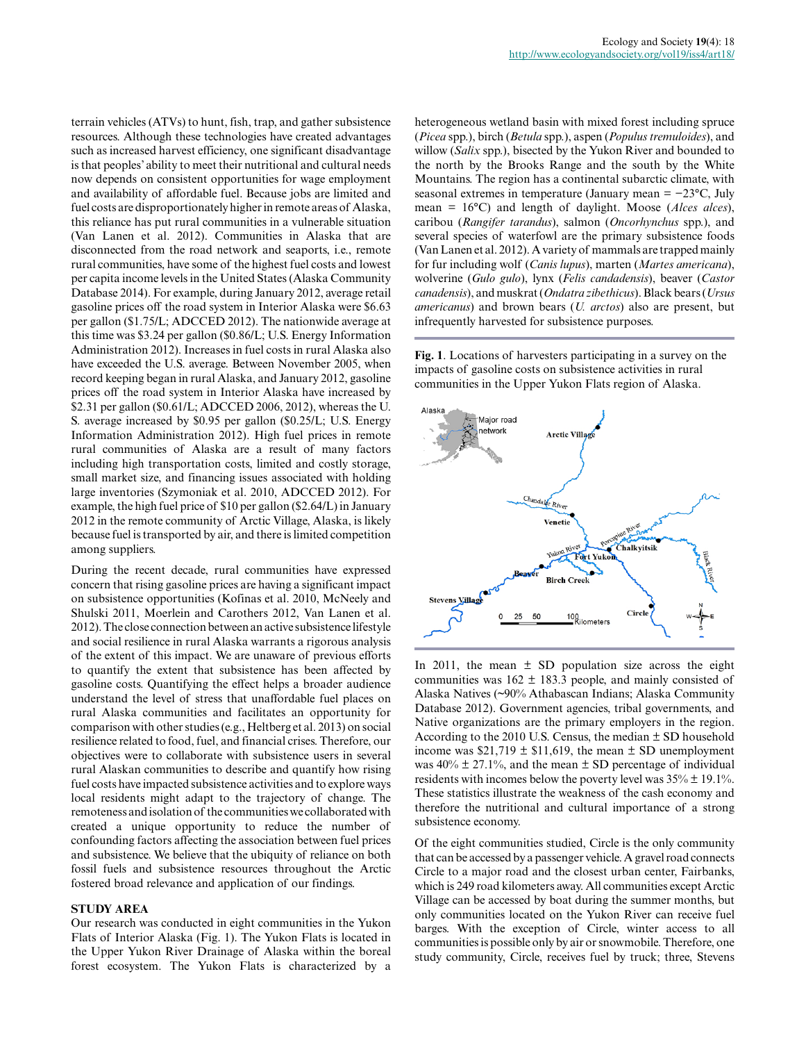terrain vehicles (ATVs) to hunt, fish, trap, and gather subsistence resources. Although these technologies have created advantages such as increased harvest efficiency, one significant disadvantage is that peoples' ability to meet their nutritional and cultural needs now depends on consistent opportunities for wage employment and availability of affordable fuel. Because jobs are limited and fuel costs are disproportionately higher in remote areas of Alaska, this reliance has put rural communities in a vulnerable situation (Van Lanen et al. 2012). Communities in Alaska that are disconnected from the road network and seaports, i.e., remote rural communities, have some of the highest fuel costs and lowest per capita income levels in the United States (Alaska Community Database 2014). For example, during January 2012, average retail gasoline prices off the road system in Interior Alaska were $6.63 per gallon ($1.75/L; ADCCED 2012). The nationwide average at this time was $3.24 per gallon ($0.86/L; U.S. Energy Information Administration 2012). Increases in fuel costs in rural Alaska also have exceeded the U.S. average. Between November 2005, when record keeping began in rural Alaska, and January 2012, gasoline prices off the road system in Interior Alaska have increased by $2.31 per gallon ($0.61/L; ADCCED 2006, 2012), whereas the U. S. average increased by $0.95 per gallon ($0.25/L; U.S. Energy Information Administration 2012). High fuel prices in remote rural communities of Alaska are a result of many factors including high transportation costs, limited and costly storage, small market size, and financing issues associated with holding large inventories (Szymoniak et al. 2010, ADCCED 2012). For example, the high fuel price of $10 per gallon ($2.64/L) in January 2012 in the remote community of Arctic Village, Alaska, is likely because fuel is transported by air, and there is limited competition among suppliers.

During the recent decade, rural communities have expressed concern that rising gasoline prices are having a significant impact on subsistence opportunities (Kofinas et al. 2010, McNeely and Shulski 2011, Moerlein and Carothers 2012, Van Lanen et al. 2012). The close connection between an active subsistence lifestyle and social resilience in rural Alaska warrants a rigorous analysis of the extent of this impact. We are unaware of previous efforts to quantify the extent that subsistence has been affected by gasoline costs. Quantifying the effect helps a broader audience understand the level of stress that unaffordable fuel places on rural Alaska communities and facilitates an opportunity for comparison with other studies (e.g., Heltberg et al. 2013) on social resilience related to food, fuel, and financial crises. Therefore, our objectives were to collaborate with subsistence users in several rural Alaskan communities to describe and quantify how rising fuel costs have impacted subsistence activities and to explore ways local residents might adapt to the trajectory of change. The remoteness and isolation of the communities we collaborated with created a unique opportunity to reduce the number of confounding factors affecting the association between fuel prices and subsistence. We believe that the ubiquity of reliance on both fossil fuels and subsistence resources throughout the Arctic fostered broad relevance and application of our findings.

## STUDY AREA

Our research was conducted in eight communities in the Yukon Flats of Interior Alaska (Fig. 1). The Yukon Flats is located in the Upper Yukon River Drainage of Alaska within the boreal forest ecosystem. The Yukon Flats is characterized by a heterogeneous wetland basin with mixed forest including spruce (*Picea* spp.), birch (*Betula* spp.), aspen (*Populus tremuloides*), and willow (*Salix* spp.), bisected by the Yukon River and bounded to the north by the Brooks Range and the south by the White Mountains. The region has a continental subarctic climate, with seasonal extremes in temperature (January mean = −23°C, July mean = 16°C) and length of daylight. Moose (*Alces alces*), caribou (*Rangifer tarandus*), salmon (*Oncorhynchus* spp.), and several species of waterfowl are the primary subsistence foods (Van Lanen et al. 2012). A variety of mammals are trapped mainly for fur including wolf (*Canis lupus*), marten (*Martes americana*), wolverine (*Gulo gulo*), lynx (*Felis candadensis*), beaver (*Castor canadensis*), and muskrat (*Ondatra zibethicus*). Black bears (*Ursus americanus*) and brown bears (*U. arctos*) also are present, but infrequently harvested for subsistence purposes.

**Fig. 1**. Locations of harvesters participating in a survey on the impacts of gasoline costs on subsistence activities in rural communities in the Upper Yukon Flats region of Alaska.

Alaska
Major road network
Arctic Village
Chandalar River
Venetie
Porcupine River
Chalkyitsik
Yukon River
Fort Yukon
Beaver
Birch Creek
Black River
Stevens Village
Circle
0 25 50 100 Kilometers
N W E S

In 2011, the mean ± SD population size across the eight communities was 162 ± 183.3 people, and mainly consisted of Alaska Natives (~90% Athabascan Indians; Alaska Community Database 2012). Government agencies, tribal governments, and Native organizations are the primary employers in the region. According to the 2010 U.S. Census, the median ± SD household income was $21,719 ± $11,619, the mean ± SD unemployment was 40% ± 27.1%, and the mean ± SD percentage of individual residents with incomes below the poverty level was 35% ± 19.1%. These statistics illustrate the weakness of the cash economy and therefore the nutritional and cultural importance of a strong subsistence economy.

Of the eight communities studied, Circle is the only community that can be accessed by a passenger vehicle. A gravel road connects Circle to a major road and the closest urban center, Fairbanks, which is 249 road kilometers away. All communities except Arctic Village can be accessed by boat during the summer months, but only communities located on the Yukon River can receive fuel barges. With the exception of Circle, winter access to all communities is possible only by air or snowmobile. Therefore, one study community, Circle, receives fuel by truck; three, Stevens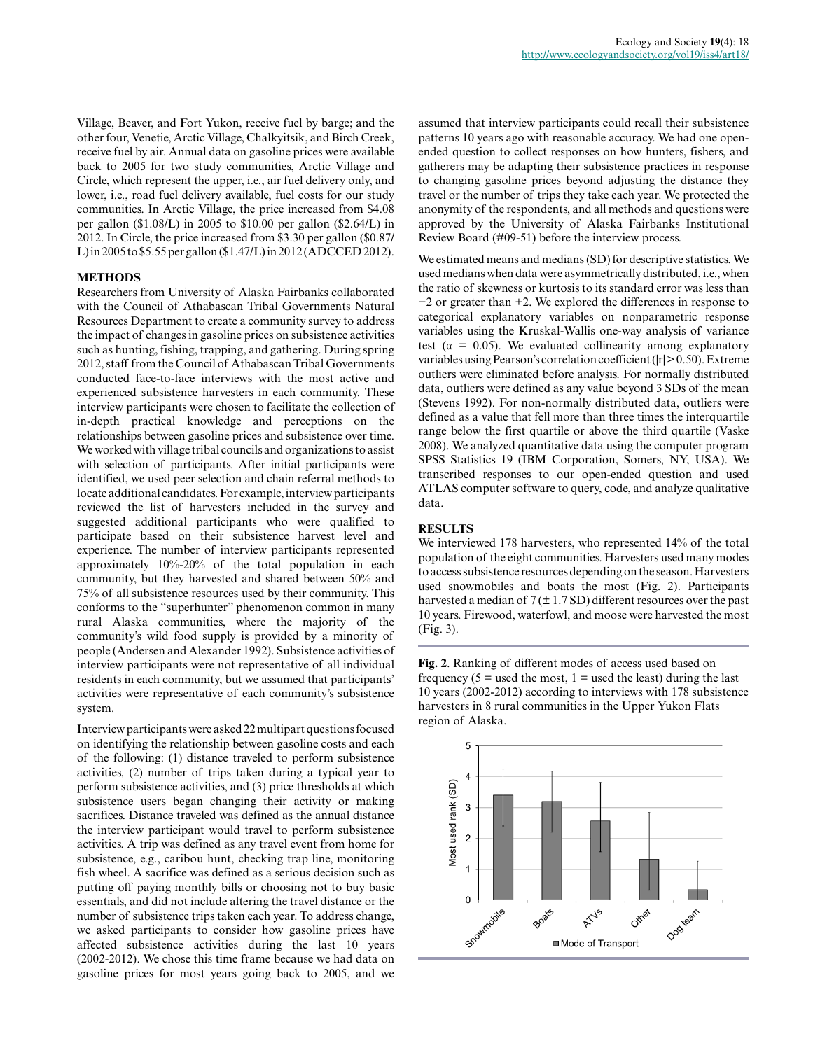Village, Beaver, and Fort Yukon, receive fuel by barge; and the other four, Venetie, Arctic Village, Chalkyitsik, and Birch Creek, receive fuel by air. Annual data on gasoline prices were available back to 2005 for two study communities, Arctic Village and Circle, which represent the upper, i.e., air fuel delivery only, and lower, i.e., road fuel delivery available, fuel costs for our study communities. In Arctic Village, the price increased from $4.08 per gallon ($1.08/L) in 2005 to $10.00 per gallon ($2.64/L) in 2012. In Circle, the price increased from $3.30 per gallon ($0.87/L) in 2005 to $5.55 per gallon ($1.47/L) in 2012 (ADCCED 2012).

## METHODS

Researchers from University of Alaska Fairbanks collaborated with the Council of Athabascan Tribal Governments Natural Resources Department to create a community survey to address the impact of changes in gasoline prices on subsistence activities such as hunting, fishing, trapping, and gathering. During spring 2012, staff from the Council of Athabascan Tribal Governments conducted face-to-face interviews with the most active and experienced subsistence harvesters in each community. These interview participants were chosen to facilitate the collection of in-depth practical knowledge and perceptions on the relationships between gasoline prices and subsistence over time. We worked with village tribal councils and organizations to assist with selection of participants. After initial participants were identified, we used peer selection and chain referral methods to locate additional candidates. For example, interview participants reviewed the list of harvesters included in the survey and suggested additional participants who were qualified to participate based on their subsistence harvest level and experience. The number of interview participants represented approximately 10%-20% of the total population in each community, but they harvested and shared between 50% and 75% of all subsistence resources used by their community. This conforms to the "superhunter" phenomenon common in many rural Alaska communities, where the majority of the community's wild food supply is provided by a minority of people (Andersen and Alexander 1992). Subsistence activities of interview participants were not representative of all individual residents in each community, but we assumed that participants' activities were representative of each community's subsistence system.

Interview participants were asked 22 multipart questions focused on identifying the relationship between gasoline costs and each of the following: (1) distance traveled to perform subsistence activities, (2) number of trips taken during a typical year to perform subsistence activities, and (3) price thresholds at which subsistence users began changing their activity or making sacrifices. Distance traveled was defined as the annual distance the interview participant would travel to perform subsistence activities. A trip was defined as any travel event from home for subsistence, e.g., caribou hunt, checking trap line, monitoring fish wheel. A sacrifice was defined as a serious decision such as putting off paying monthly bills or choosing not to buy basic essentials, and did not include altering the travel distance or the number of subsistence trips taken each year. To address change, we asked participants to consider how gasoline prices have affected subsistence activities during the last 10 years (2002-2012). We chose this time frame because we had data on gasoline prices for most years going back to 2005, and we assumed that interview participants could recall their subsistence patterns 10 years ago with reasonable accuracy. We had one open-ended question to collect responses on how hunters, fishers, and gatherers may be adapting their subsistence practices in response to changing gasoline prices beyond adjusting the distance they travel or the number of trips they take each year. We protected the anonymity of the respondents, and all methods and questions were approved by the University of Alaska Fairbanks Institutional Review Board (#09-51) before the interview process.

We estimated means and medians (SD) for descriptive statistics. We used medians when data were asymmetrically distributed, i.e., when the ratio of skewness or kurtosis to its standard error was less than −2 or greater than +2. We explored the differences in response to categorical explanatory variables on nonparametric response variables using the Kruskal-Wallis one-way analysis of variance test ($\alpha$ = 0.05). We evaluated collinearity among explanatory variables using Pearson's correlation coefficient ($|r| > 0.50$). Extreme outliers were eliminated before analysis. For normally distributed data, outliers were defined as any value beyond 3 SDs of the mean (Stevens 1992). For non-normally distributed data, outliers were defined as a value that fell more than three times the interquartile range below the first quartile or above the third quartile (Vaske 2008). We analyzed quantitative data using the computer program SPSS Statistics 19 (IBM Corporation, Somers, NY, USA). We transcribed responses to our open-ended question and used ATLAS computer software to query, code, and analyze qualitative data.

## RESULTS

We interviewed 178 harvesters, who represented 14% of the total population of the eight communities. Harvesters used many modes to access subsistence resources depending on the season. Harvesters used snowmobiles and boats the most (Fig. 2). Participants harvested a median of 7 (± 1.7 SD) different resources over the past 10 years. Firewood, waterfowl, and moose were harvested the most (Fig. 3).

**Fig. 2**. Ranking of different modes of access used based on frequency (5 = used the most, 1 = used the least) during the last 10 years (2002-2012) according to interviews with 178 subsistence harvesters in 8 rural communities in the Upper Yukon Flats region of Alaska.

Most used rank (SD)
0
1
2
3
4
5
Snowmobile
Boats
ATVs
Other
Dog team
Mode of Transport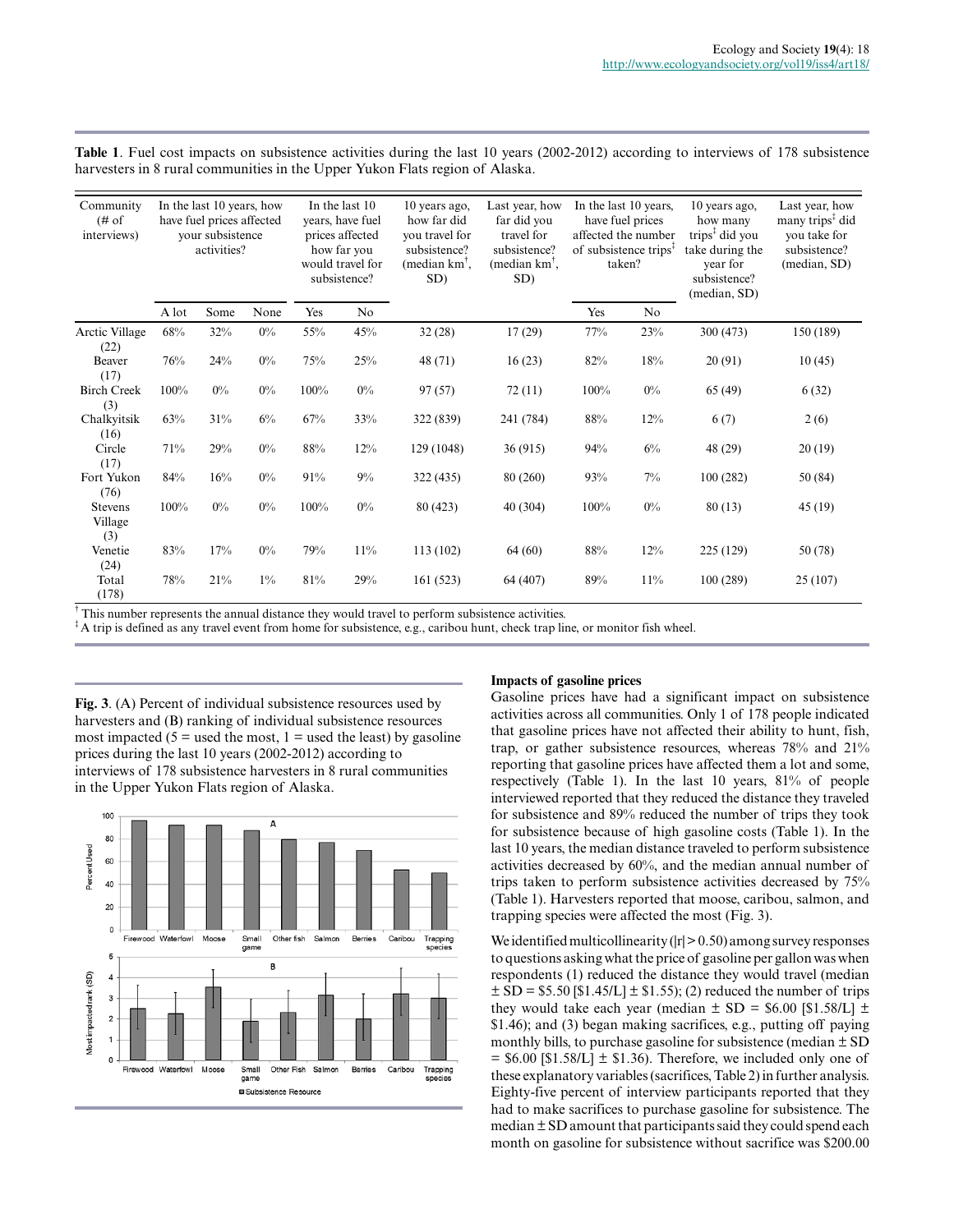**Table 1**. Fuel cost impacts on subsistence activities during the last 10 years (2002-2012) according to interviews of 178 subsistence harvesters in 8 rural communities in the Upper Yukon Flats region of Alaska.

| Community (# of interviews) | In the last 10 years, how have fuel prices affected your subsistence activities? | | | In the last 10 years, have fuel prices affected how far you would travel for subsistence? | | 10 years ago, how far did you travel for subsistence? (median km[†], SD) | Last year, how far did you travel for subsistence? (median km[†], SD) | In the last 10 years, have fuel prices affected the number of subsistence trips[‡] taken? | | 10 years ago, how many trips[‡] did you take during the year for subsistence? (median, SD) | Last year, how many trips[‡] did you take for subsistence? (median, SD) |
|---|---|---|---|---|---|---|---|---|---|---|---|
| | A lot | Some | None | Yes | No | | | Yes | No | | |
| Arctic Village (22) | 68% | 32% | 0% | 55% | 45% | 32 (28) | 17 (29) | 77% | 23% | 300 (473) | 150 (189) |
| Beaver (17) | 76% | 24% | 0% | 75% | 25% | 48 (71) | 16 (23) | 82% | 18% | 20 (91) | 10 (45) |
| Birch Creek (3) | 100% | 0% | 0% | 100% | 0% | 97 (57) | 72 (11) | 100% | 0% | 65 (49) | 6 (32) |
| Chalkyitsik (16) | 63% | 31% | 6% | 67% | 33% | 322 (839) | 241 (784) | 88% | 12% | 6 (7) | 2 (6) |
| Circle (17) | 71% | 29% | 0% | 88% | 12% | 129 (1048) | 36 (915) | 94% | 6% | 48 (29) | 20 (19) |
| Fort Yukon (76) | 84% | 16% | 0% | 91% | 9% | 322 (435) | 80 (260) | 93% | 7% | 100 (282) | 50 (84) |
| Stevens Village (3) | 100% | 0% | 0% | 100% | 0% | 80 (423) | 40 (304) | 100% | 0% | 80 (13) | 45 (19) |
| Venetie (24) | 83% | 17% | 0% | 79% | 11% | 113 (102) | 64 (60) | 88% | 12% | 225 (129) | 50 (78) |
| Total (178) | 78% | 21% | 1% | 81% | 29% | 161 (523) | 64 (407) | 89% | 11% | 100 (289) | 25 (107) |

[†] This number represents the annual distance they would travel to perform subsistence activities.
[‡] A trip is defined as any travel event from home for subsistence, e.g., caribou hunt, check trap line, or monitor fish wheel.

**Fig. 3**. (A) Percent of individual subsistence resources used by harvesters and (B) ranking of individual subsistence resources most impacted (5 = used the most, 1 = used the least) by gasoline prices during the last 10 years (2002-2012) according to interviews of 178 subsistence harvesters in 8 rural communities in the Upper Yukon Flats region of Alaska.

A

Percent Used

100
80
60
40
20
0

Firewood Waterfowl Moose Small game Other fish Salmon Berries Caribou Trapping species

B

Most impacted rank (SD)

5
4
3
2
1
0

Firewood Waterfowl Moose Small game Other Fish Salmon Berries Caribou Trapping species

Subsistence Resource

### Impacts of gasoline prices

Gasoline prices have had a significant impact on subsistence activities across all communities. Only 1 of 178 people indicated that gasoline prices have not affected their ability to hunt, fish, trap, or gather subsistence resources, whereas 78% and 21% reporting that gasoline prices have affected them a lot and some, respectively (Table 1). In the last 10 years, 81% of people interviewed reported that they reduced the distance they traveled for subsistence and 89% reduced the number of trips they took for subsistence because of high gasoline costs (Table 1). In the last 10 years, the median distance traveled to perform subsistence activities decreased by 60%, and the median annual number of trips taken to perform subsistence activities decreased by 75% (Table 1). Harvesters reported that moose, caribou, salmon, and trapping species were affected the most (Fig. 3).

We identified multicollinearity ($|r| > 0.50$) among survey responses to questions asking what the price of gasoline per gallon was when respondents (1) reduced the distance they would travel (median $\pm$ SD = \$5.50 [\$1.45/L] $\pm$ \$1.55); (2) reduced the number of trips they would take each year (median $\pm$ SD = \$6.00 [\$1.58/L] $\pm$ \$1.46); and (3) began making sacrifices, e.g., putting off paying monthly bills, to purchase gasoline for subsistence (median $\pm$ SD = \$6.00 [\$1.58/L] $\pm$ \$1.36). Therefore, we included only one of these explanatory variables (sacrifices, Table 2) in further analysis. Eighty-five percent of interview participants reported that they had to make sacrifices to purchase gasoline for subsistence. The median $\pm$ SD amount that participants said they could spend each month on gasoline for subsistence without sacrifice was \$200.00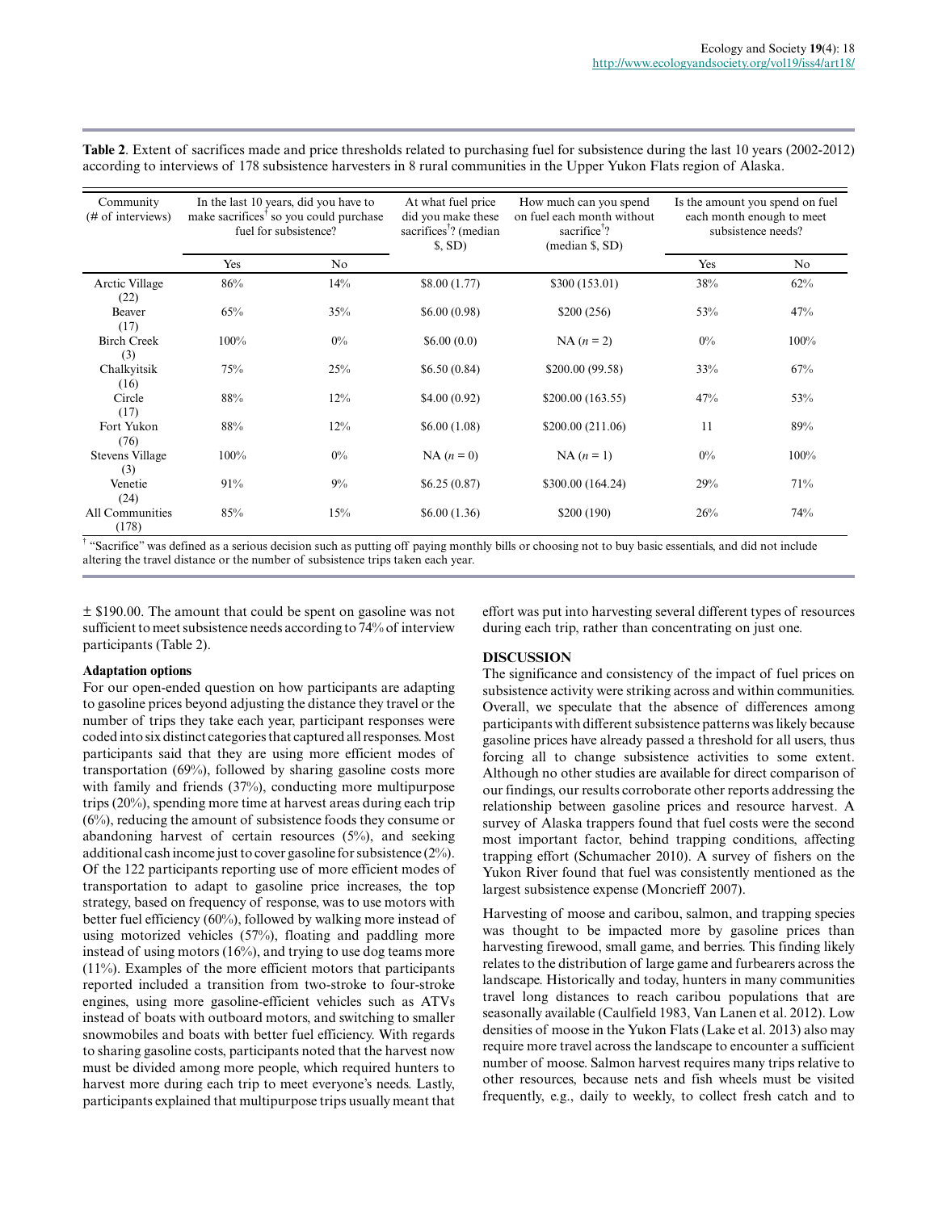**Table 2**. Extent of sacrifices made and price thresholds related to purchasing fuel for subsistence during the last 10 years (2002-2012) according to interviews of 178 subsistence harvesters in 8 rural communities in the Upper Yukon Flats region of Alaska.

| Community (# of interviews) | In the last 10 years, did you have to make sacrifices[†] so you could purchase fuel for subsistence? | | At what fuel price did you make these sacrifices[†]? (median $, SD) | How much can you spend on fuel each month without sacrifice[†]? (median $, SD) | Is the amount you spend on fuel each month enough to meet subsistence needs? | |
|---|---|---|---|---|---|---|
| | Yes | No | | | Yes | No |
| Arctic Village (22) | 86% | 14% | $8.00 (1.77) | $300 (153.01) | 38% | 62% |
| Beaver (17) | 65% | 35% | $6.00 (0.98) | $200 (256) | 53% | 47% |
| Birch Creek (3) | 100% | 0% | $6.00 (0.0) | NA ($n$ = 2) | 0% | 100% |
| Chalkyitsik (16) | 75% | 25% | $6.50 (0.84) | $200.00 (99.58) | 33% | 67% |
| Circle (17) | 88% | 12% | $4.00 (0.92) | $200.00 (163.55) | 47% | 53% |
| Fort Yukon (76) | 88% | 12% | $6.00 (1.08) | $200.00 (211.06) | 11 | 89% |
| Stevens Village (3) | 100% | 0% | NA ($n$ = 0) | NA ($n$ = 1) | 0% | 100% |
| Venetie (24) | 91% | 9% | $6.25 (0.87) | $300.00 (164.24) | 29% | 71% |
| All Communities (178) | 85% | 15% | $6.00 (1.36) | $200 (190) | 26% | 74% |

[†] "Sacrifice" was defined as a serious decision such as putting off paying monthly bills or choosing not to buy basic essentials, and did not include altering the travel distance or the number of subsistence trips taken each year.

± $190.00. The amount that could be spent on gasoline was not sufficient to meet subsistence needs according to 74% of interview participants (Table 2).

### Adaptation options

For our open-ended question on how participants are adapting to gasoline prices beyond adjusting the distance they travel or the number of trips they take each year, participant responses were coded into six distinct categories that captured all responses. Most participants said that they are using more efficient modes of transportation (69%), followed by sharing gasoline costs more with family and friends (37%), conducting more multipurpose trips (20%), spending more time at harvest areas during each trip (6%), reducing the amount of subsistence foods they consume or abandoning harvest of certain resources (5%), and seeking additional cash income just to cover gasoline for subsistence (2%). Of the 122 participants reporting use of more efficient modes of transportation to adapt to gasoline price increases, the top strategy, based on frequency of response, was to use motors with better fuel efficiency (60%), followed by walking more instead of using motorized vehicles (57%), floating and paddling more instead of using motors (16%), and trying to use dog teams more (11%). Examples of the more efficient motors that participants reported included a transition from two-stroke to four-stroke engines, using more gasoline-efficient vehicles such as ATVs instead of boats with outboard motors, and switching to smaller snowmobiles and boats with better fuel efficiency. With regards to sharing gasoline costs, participants noted that the harvest now must be divided among more people, which required hunters to harvest more during each trip to meet everyone's needs. Lastly, participants explained that multipurpose trips usually meant that effort was put into harvesting several different types of resources during each trip, rather than concentrating on just one.

## DISCUSSION

The significance and consistency of the impact of fuel prices on subsistence activity were striking across and within communities. Overall, we speculate that the absence of differences among participants with different subsistence patterns was likely because gasoline prices have already passed a threshold for all users, thus forcing all to change subsistence activities to some extent. Although no other studies are available for direct comparison of our findings, our results corroborate other reports addressing the relationship between gasoline prices and resource harvest. A survey of Alaska trappers found that fuel costs were the second most important factor, behind trapping conditions, affecting trapping effort (Schumacher 2010). A survey of fishers on the Yukon River found that fuel was consistently mentioned as the largest subsistence expense (Moncrieff 2007).

Harvesting of moose and caribou, salmon, and trapping species was thought to be impacted more by gasoline prices than harvesting firewood, small game, and berries. This finding likely relates to the distribution of large game and furbearers across the landscape. Historically and today, hunters in many communities travel long distances to reach caribou populations that are seasonally available (Caulfield 1983, Van Lanen et al. 2012). Low densities of moose in the Yukon Flats (Lake et al. 2013) also may require more travel across the landscape to encounter a sufficient number of moose. Salmon harvest requires many trips relative to other resources, because nets and fish wheels must be visited frequently, e.g., daily to weekly, to collect fresh catch and to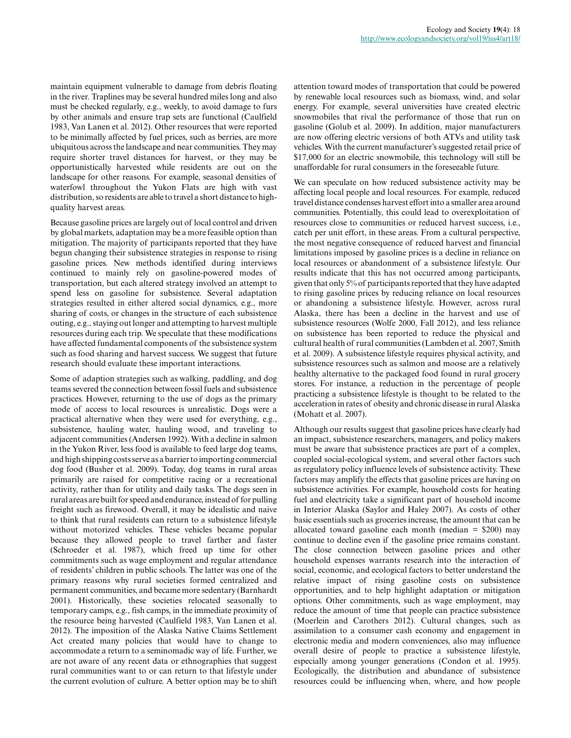maintain equipment vulnerable to damage from debris floating in the river. Traplines may be several hundred miles long and also must be checked regularly, e.g., weekly, to avoid damage to furs by other animals and ensure trap sets are functional (Caulfield 1983, Van Lanen et al. 2012). Other resources that were reported to be minimally affected by fuel prices, such as berries, are more ubiquitous across the landscape and near communities. They may require shorter travel distances for harvest, or they may be opportunistically harvested while residents are out on the landscape for other reasons. For example, seasonal densities of waterfowl throughout the Yukon Flats are high with vast distribution, so residents are able to travel a short distance to high-quality harvest areas.

Because gasoline prices are largely out of local control and driven by global markets, adaptation may be a more feasible option than mitigation. The majority of participants reported that they have begun changing their subsistence strategies in response to rising gasoline prices. New methods identified during interviews continued to mainly rely on gasoline-powered modes of transportation, but each altered strategy involved an attempt to spend less on gasoline for subsistence. Several adaptation strategies resulted in either altered social dynamics, e.g., more sharing of costs, or changes in the structure of each subsistence outing, e.g., staying out longer and attempting to harvest multiple resources during each trip. We speculate that these modifications have affected fundamental components of the subsistence system such as food sharing and harvest success. We suggest that future research should evaluate these important interactions.

Some of adaption strategies such as walking, paddling, and dog teams severed the connection between fossil fuels and subsistence practices. However, returning to the use of dogs as the primary mode of access to local resources is unrealistic. Dogs were a practical alternative when they were used for everything, e.g., subsistence, hauling water, hauling wood, and traveling to adjacent communities (Andersen 1992). With a decline in salmon in the Yukon River, less food is available to feed large dog teams, and high shipping costs serve as a barrier to importing commercial dog food (Busher et al. 2009). Today, dog teams in rural areas primarily are raised for competitive racing or a recreational activity, rather than for utility and daily tasks. The dogs seen in rural areas are built for speed and endurance, instead of for pulling freight such as firewood. Overall, it may be idealistic and naive to think that rural residents can return to a subsistence lifestyle without motorized vehicles. These vehicles became popular because they allowed people to travel farther and faster (Schroeder et al. 1987), which freed up time for other commitments such as wage employment and regular attendance of residents' children in public schools. The latter was one of the primary reasons why rural societies formed centralized and permanent communities, and became more sedentary (Barnhardt 2001). Historically, these societies relocated seasonally to temporary camps, e.g., fish camps, in the immediate proximity of the resource being harvested (Caulfield 1983, Van Lanen et al. 2012). The imposition of the Alaska Native Claims Settlement Act created many policies that would have to change to accommodate a return to a seminomadic way of life. Further, we are not aware of any recent data or ethnographies that suggest rural communities want to or can return to that lifestyle under the current evolution of culture. A better option may be to shift attention toward modes of transportation that could be powered by renewable local resources such as biomass, wind, and solar energy. For example, several universities have created electric snowmobiles that rival the performance of those that run on gasoline (Golub et al. 2009). In addition, major manufacturers are now offering electric versions of both ATVs and utility task vehicles. With the current manufacturer's suggested retail price of \$17,000 for an electric snowmobile, this technology will still be unaffordable for rural consumers in the foreseeable future.

We can speculate on how reduced subsistence activity may be affecting local people and local resources. For example, reduced travel distance condenses harvest effort into a smaller area around communities. Potentially, this could lead to overexploitation of resources close to communities or reduced harvest success, i.e., catch per unit effort, in these areas. From a cultural perspective, the most negative consequence of reduced harvest and financial limitations imposed by gasoline prices is a decline in reliance on local resources or abandonment of a subsistence lifestyle. Our results indicate that this has not occurred among participants, given that only 5% of participants reported that they have adapted to rising gasoline prices by reducing reliance on local resources or abandoning a subsistence lifestyle. However, across rural Alaska, there has been a decline in the harvest and use of subsistence resources (Wolfe 2000, Fall 2012), and less reliance on subsistence has been reported to reduce the physical and cultural health of rural communities (Lambden et al. 2007, Smith et al. 2009). A subsistence lifestyle requires physical activity, and subsistence resources such as salmon and moose are a relatively healthy alternative to the packaged food found in rural grocery stores. For instance, a reduction in the percentage of people practicing a subsistence lifestyle is thought to be related to the acceleration in rates of obesity and chronic disease in rural Alaska (Mohatt et al. 2007).

Although our results suggest that gasoline prices have clearly had an impact, subsistence researchers, managers, and policy makers must be aware that subsistence practices are part of a complex, coupled social-ecological system, and several other factors such as regulatory policy influence levels of subsistence activity. These factors may amplify the effects that gasoline prices are having on subsistence activities. For example, household costs for heating fuel and electricity take a significant part of household income in Interior Alaska (Saylor and Haley 2007). As costs of other basic essentials such as groceries increase, the amount that can be allocated toward gasoline each month (median = \$200) may continue to decline even if the gasoline price remains constant. The close connection between gasoline prices and other household expenses warrants research into the interaction of social, economic, and ecological factors to better understand the relative impact of rising gasoline costs on subsistence opportunities, and to help highlight adaptation or mitigation options. Other commitments, such as wage employment, may reduce the amount of time that people can practice subsistence (Moerlein and Carothers 2012). Cultural changes, such as assimilation to a consumer cash economy and engagement in electronic media and modern conveniences, also may influence overall desire of people to practice a subsistence lifestyle, especially among younger generations (Condon et al. 1995). Ecologically, the distribution and abundance of subsistence resources could be influencing when, where, and how people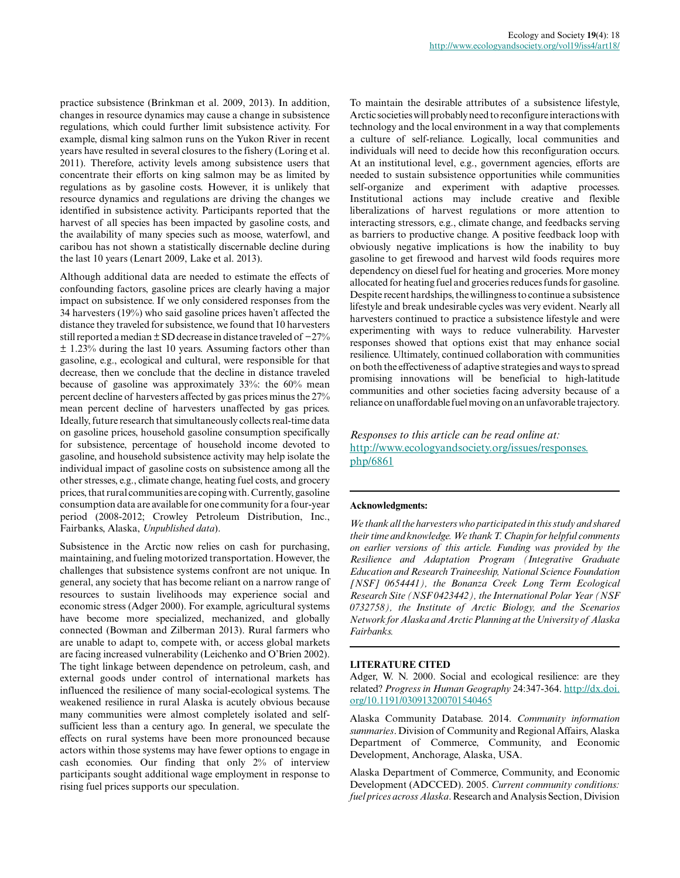practice subsistence (Brinkman et al. 2009, 2013). In addition, changes in resource dynamics may cause a change in subsistence regulations, which could further limit subsistence activity. For example, dismal king salmon runs on the Yukon River in recent years have resulted in several closures to the fishery (Loring et al. 2011). Therefore, activity levels among subsistence users that concentrate their efforts on king salmon may be as limited by regulations as by gasoline costs. However, it is unlikely that resource dynamics and regulations are driving the changes we identified in subsistence activity. Participants reported that the harvest of all species has been impacted by gasoline costs, and the availability of many species such as moose, waterfowl, and caribou has not shown a statistically discernable decline during the last 10 years (Lenart 2009, Lake et al. 2013).

Although additional data are needed to estimate the effects of confounding factors, gasoline prices are clearly having a major impact on subsistence. If we only considered responses from the 34 harvesters (19%) who said gasoline prices haven't affected the distance they traveled for subsistence, we found that 10 harvesters still reported a median ± SD decrease in distance traveled of −27% ± 1.23% during the last 10 years. Assuming factors other than gasoline, e.g., ecological and cultural, were responsible for that decrease, then we conclude that the decline in distance traveled because of gasoline was approximately 33%: the 60% mean percent decline of harvesters affected by gas prices minus the 27% mean percent decline of harvesters unaffected by gas prices. Ideally, future research that simultaneously collects real-time data on gasoline prices, household gasoline consumption specifically for subsistence, percentage of household income devoted to gasoline, and household subsistence activity may help isolate the individual impact of gasoline costs on subsistence among all the other stresses, e.g., climate change, heating fuel costs, and grocery prices, that rural communities are coping with. Currently, gasoline consumption data are available for one community for a four-year period (2008-2012; Crowley Petroleum Distribution, Inc., Fairbanks, Alaska, *Unpublished data*).

Subsistence in the Arctic now relies on cash for purchasing, maintaining, and fueling motorized transportation. However, the challenges that subsistence systems confront are not unique. In general, any society that has become reliant on a narrow range of resources to sustain livelihoods may experience social and economic stress (Adger 2000). For example, agricultural systems have become more specialized, mechanized, and globally connected (Bowman and Zilberman 2013). Rural farmers who are unable to adapt to, compete with, or access global markets are facing increased vulnerability (Leichenko and O'Brien 2002). The tight linkage between dependence on petroleum, cash, and external goods under control of international markets has influenced the resilience of many social-ecological systems. The weakened resilience in rural Alaska is acutely obvious because many communities were almost completely isolated and self-sufficient less than a century ago. In general, we speculate the effects on rural systems have been more pronounced because actors within those systems may have fewer options to engage in cash economies. Our finding that only 2% of interview participants sought additional wage employment in response to rising fuel prices supports our speculation.

To maintain the desirable attributes of a subsistence lifestyle, Arctic societies will probably need to reconfigure interactions with technology and the local environment in a way that complements a culture of self-reliance. Logically, local communities and individuals will need to decide how this reconfiguration occurs. At an institutional level, e.g., government agencies, efforts are needed to sustain subsistence opportunities while communities self-organize and experiment with adaptive processes. Institutional actions may include creative and flexible liberalizations of harvest regulations or more attention to interacting stressors, e.g., climate change, and feedbacks serving as barriers to productive change. A positive feedback loop with obviously negative implications is how the inability to buy gasoline to get firewood and harvest wild foods requires more dependency on diesel fuel for heating and groceries. More money allocated for heating fuel and groceries reduces funds for gasoline. Despite recent hardships, the willingness to continue a subsistence lifestyle and break undesirable cycles was very evident. Nearly all harvesters continued to practice a subsistence lifestyle and were experimenting with ways to reduce vulnerability. Harvester responses showed that options exist that may enhance social resilience. Ultimately, continued collaboration with communities on both the effectiveness of adaptive strategies and ways to spread promising innovations will be beneficial to high-latitude communities and other societies facing adversity because of a reliance on unaffordable fuel moving on an unfavorable trajectory.

*Responses to this article can be read online at:*
http://www.ecologyandsociety.org/issues/responses.php/6861

**Acknowledgments:**

*We thank all the harvesters who participated in this study and shared their time and knowledge. We thank T. Chapin for helpful comments on earlier versions of this article. Funding was provided by the Resilience and Adaptation Program (Integrative Graduate Education and Research Traineeship, National Science Foundation [NSF] 0654441), the Bonanza Creek Long Term Ecological Research Site (NSF 0423442), the International Polar Year (NSF 0732758), the Institute of Arctic Biology, and the Scenarios Network for Alaska and Arctic Planning at the University of Alaska Fairbanks.*

## LITERATURE CITED

Adger, W. N. 2000. Social and ecological resilience: are they related? *Progress in Human Geography* 24:347-364. http://dx.doi.org/10.1191/030913200701540465

Alaska Community Database. 2014. *Community information summaries*. Division of Community and Regional Affairs, Alaska Department of Commerce, Community, and Economic Development, Anchorage, Alaska, USA.

Alaska Department of Commerce, Community, and Economic Development (ADCCED). 2005. *Current community conditions: fuel prices across Alaska*. Research and Analysis Section, Division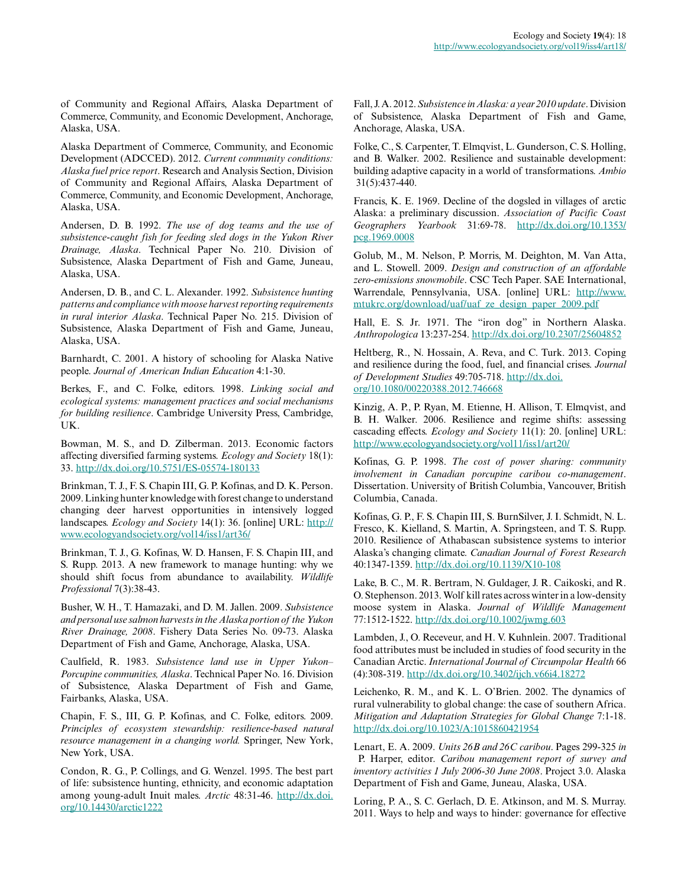of Community and Regional Affairs, Alaska Department of Commerce, Community, and Economic Development, Anchorage, Alaska, USA.

Alaska Department of Commerce, Community, and Economic Development (ADCCED). 2012. *Current community conditions: Alaska fuel price report*. Research and Analysis Section, Division of Community and Regional Affairs, Alaska Department of Commerce, Community, and Economic Development, Anchorage, Alaska, USA.

Andersen, D. B. 1992. *The use of dog teams and the use of subsistence-caught fish for feeding sled dogs in the Yukon River Drainage, Alaska*. Technical Paper No. 210. Division of Subsistence, Alaska Department of Fish and Game, Juneau, Alaska, USA.

Andersen, D. B., and C. L. Alexander. 1992. *Subsistence hunting patterns and compliance with moose harvest reporting requirements in rural interior Alaska*. Technical Paper No. 215. Division of Subsistence, Alaska Department of Fish and Game, Juneau, Alaska, USA.

Barnhardt, C. 2001. A history of schooling for Alaska Native people. *Journal of American Indian Education* 4:1-30.

Berkes, F., and C. Folke, editors. 1998. *Linking social and ecological systems: management practices and social mechanisms for building resilience*. Cambridge University Press, Cambridge, UK.

Bowman, M. S., and D. Zilberman. 2013. Economic factors affecting diversified farming systems. *Ecology and Society* 18(1): 33. http://dx.doi.org/10.5751/ES-05574-180133

Brinkman, T. J., F. S. Chapin III, G. P. Kofinas, and D. K. Person. 2009. Linking hunter knowledge with forest change to understand changing deer harvest opportunities in intensively logged landscapes. *Ecology and Society* 14(1): 36. [online] URL: http://www.ecologyandsociety.org/vol14/iss1/art36/

Brinkman, T. J., G. Kofinas, W. D. Hansen, F. S. Chapin III, and S. Rupp. 2013. A new framework to manage hunting: why we should shift focus from abundance to availability. *Wildlife Professional* 7(3):38-43.

Busher, W. H., T. Hamazaki, and D. M. Jallen. 2009. *Subsistence and personal use salmon harvests in the Alaska portion of the Yukon River Drainage, 2008*. Fishery Data Series No. 09-73. Alaska Department of Fish and Game, Anchorage, Alaska, USA.

Caulfield, R. 1983. *Subsistence land use in Upper Yukon–Porcupine communities, Alaska*. Technical Paper No. 16. Division of Subsistence, Alaska Department of Fish and Game, Fairbanks, Alaska, USA.

Chapin, F. S., III, G. P. Kofinas, and C. Folke, editors. 2009. *Principles of ecosystem stewardship: resilience-based natural resource management in a changing world.* Springer, New York, New York, USA.

Condon, R. G., P. Collings, and G. Wenzel. 1995. The best part of life: subsistence hunting, ethnicity, and economic adaptation among young-adult Inuit males. *Arctic* 48:31-46. http://dx.doi.org/10.14430/arctic1222

Fall, J. A. 2012. *Subsistence in Alaska: a year 2010 update*. Division of Subsistence, Alaska Department of Fish and Game, Anchorage, Alaska, USA.

Folke, C., S. Carpenter, T. Elmqvist, L. Gunderson, C. S. Holling, and B. Walker. 2002. Resilience and sustainable development: building adaptive capacity in a world of transformations. *Ambio* 31(5):437-440.

Francis, K. E. 1969. Decline of the dogsled in villages of arctic Alaska: a preliminary discussion. *Association of Pacific Coast Geographers Yearbook* 31:69-78. http://dx.doi.org/10.1353/pcg.1969.0008

Golub, M., M. Nelson, P. Morris, M. Deighton, M. Van Atta, and L. Stowell. 2009. *Design and construction of an affordable zero-emissions snowmobile*. CSC Tech Paper. SAE International, Warrendale, Pennsylvania, USA. [online] URL: http://www.mtukrc.org/download/uaf/uaf_ze_design_paper_2009.pdf

Hall, E. S. Jr. 1971. The "iron dog" in Northern Alaska. *Anthropologica* 13:237-254. http://dx.doi.org/10.2307/25604852

Heltberg, R., N. Hossain, A. Reva, and C. Turk. 2013. Coping and resilience during the food, fuel, and financial crises. *Journal of Development Studies* 49:705-718. http://dx.doi.org/10.1080/00220388.2012.746668

Kinzig, A. P., P. Ryan, M. Etienne, H. Allison, T. Elmqvist, and B. H. Walker. 2006. Resilience and regime shifts: assessing cascading effects. *Ecology and Society* 11(1): 20. [online] URL: http://www.ecologyandsociety.org/vol11/iss1/art20/

Kofinas, G. P. 1998. *The cost of power sharing: community involvement in Canadian porcupine caribou co-management*. Dissertation. University of British Columbia, Vancouver, British Columbia, Canada.

Kofinas, G. P., F. S. Chapin III, S. BurnSilver, J. I. Schmidt, N. L. Fresco, K. Kielland, S. Martin, A. Springsteen, and T. S. Rupp. 2010. Resilience of Athabascan subsistence systems to interior Alaska's changing climate. *Canadian Journal of Forest Research* 40:1347-1359. http://dx.doi.org/10.1139/X10-108

Lake, B. C., M. R. Bertram, N. Guldager, J. R. Caikoski, and R. O. Stephenson. 2013. Wolf kill rates across winter in a low-density moose system in Alaska. *Journal of Wildlife Management* 77:1512-1522. http://dx.doi.org/10.1002/jwmg.603

Lambden, J., O. Receveur, and H. V. Kuhnlein. 2007. Traditional food attributes must be included in studies of food security in the Canadian Arctic. *International Journal of Circumpolar Health* 66 (4):308-319. http://dx.doi.org/10.3402/ijch.v66i4.18272

Leichenko, R. M., and K. L. O'Brien. 2002. The dynamics of rural vulnerability to global change: the case of southern Africa. *Mitigation and Adaptation Strategies for Global Change* 7:1-18. http://dx.doi.org/10.1023/A:1015860421954

Lenart, E. A. 2009. *Units 26B and 26C caribou*. Pages 299-325 *in* P. Harper, editor. *Caribou management report of survey and inventory activities 1 July 2006-30 June 2008*. Project 3.0. Alaska Department of Fish and Game, Juneau, Alaska, USA.

Loring, P. A., S. C. Gerlach, D. E. Atkinson, and M. S. Murray. 2011. Ways to help and ways to hinder: governance for effective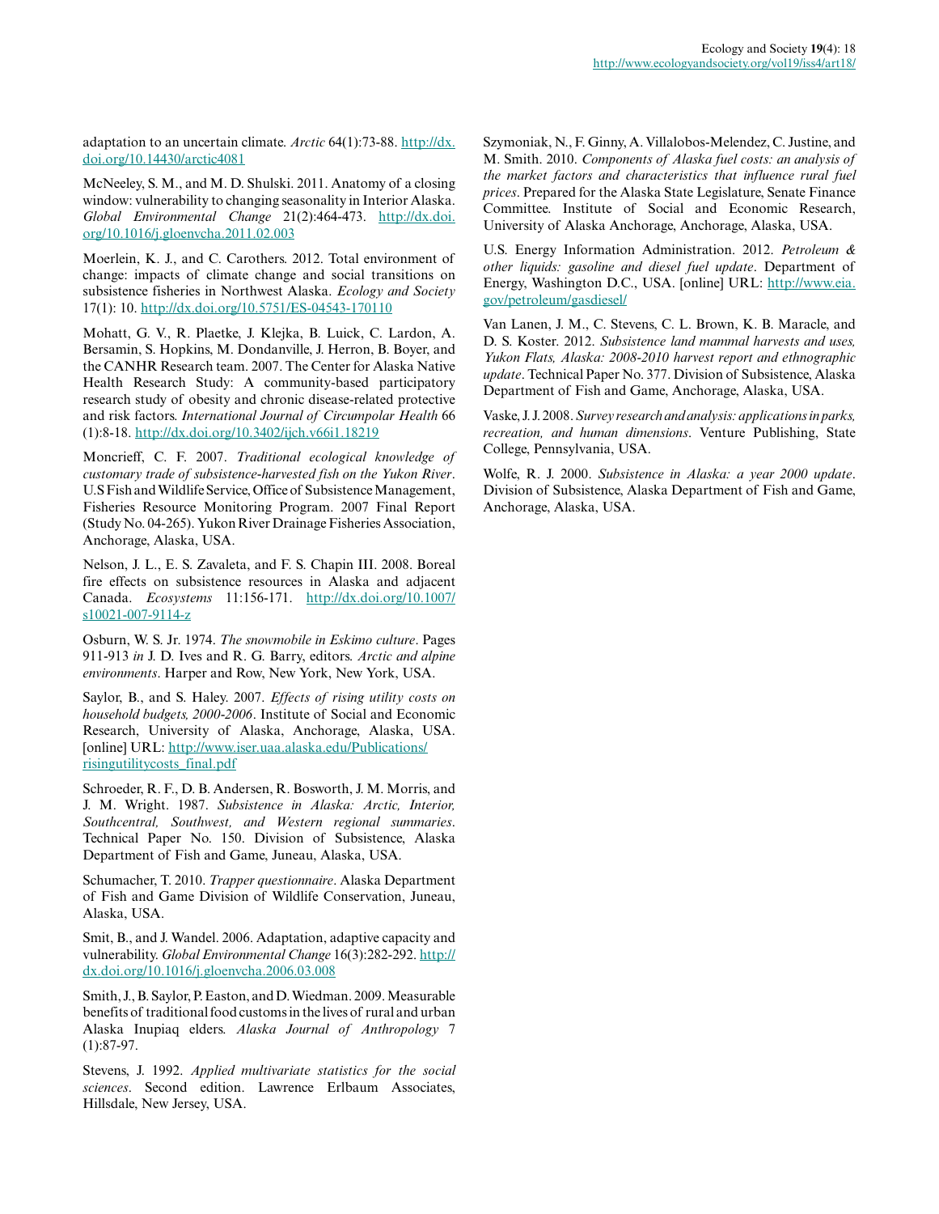adaptation to an uncertain climate. *Arctic* 64(1):73-88. http://dx.doi.org/10.14430/arctic4081

McNeeley, S. M., and M. D. Shulski. 2011. Anatomy of a closing window: vulnerability to changing seasonality in Interior Alaska. *Global Environmental Change* 21(2):464-473. http://dx.doi.org/10.1016/j.gloenvcha.2011.02.003

Moerlein, K. J., and C. Carothers. 2012. Total environment of change: impacts of climate change and social transitions on subsistence fisheries in Northwest Alaska. *Ecology and Society* 17(1): 10. http://dx.doi.org/10.5751/ES-04543-170110

Mohatt, G. V., R. Plaetke, J. Klejka, B. Luick, C. Lardon, A. Bersamin, S. Hopkins, M. Dondanville, J. Herron, B. Boyer, and the CANHR Research team. 2007. The Center for Alaska Native Health Research Study: A community-based participatory research study of obesity and chronic disease-related protective and risk factors. *International Journal of Circumpolar Health* 66 (1):8-18. http://dx.doi.org/10.3402/ijch.v66i1.18219

Moncrieff, C. F. 2007. *Traditional ecological knowledge of customary trade of subsistence-harvested fish on the Yukon River*. U.S Fish and Wildlife Service, Office of Subsistence Management, Fisheries Resource Monitoring Program. 2007 Final Report (Study No. 04-265). Yukon River Drainage Fisheries Association, Anchorage, Alaska, USA.

Nelson, J. L., E. S. Zavaleta, and F. S. Chapin III. 2008. Boreal fire effects on subsistence resources in Alaska and adjacent Canada. *Ecosystems* 11:156-171. http://dx.doi.org/10.1007/s10021-007-9114-z

Osburn, W. S. Jr. 1974. *The snowmobile in Eskimo culture*. Pages 911-913 *in* J. D. Ives and R. G. Barry, editors. *Arctic and alpine environments*. Harper and Row, New York, New York, USA.

Saylor, B., and S. Haley. 2007. *Effects of rising utility costs on household budgets, 2000-2006*. Institute of Social and Economic Research, University of Alaska, Anchorage, Alaska, USA. [online] URL: http://www.iser.uaa.alaska.edu/Publications/risingutilitycosts_final.pdf

Schroeder, R. F., D. B. Andersen, R. Bosworth, J. M. Morris, and J. M. Wright. 1987. *Subsistence in Alaska: Arctic, Interior, Southcentral, Southwest, and Western regional summaries*. Technical Paper No. 150. Division of Subsistence, Alaska Department of Fish and Game, Juneau, Alaska, USA.

Schumacher, T. 2010. *Trapper questionnaire*. Alaska Department of Fish and Game Division of Wildlife Conservation, Juneau, Alaska, USA.

Smit, B., and J. Wandel. 2006. Adaptation, adaptive capacity and vulnerability. *Global Environmental Change* 16(3):282-292. http://dx.doi.org/10.1016/j.gloenvcha.2006.03.008

Smith, J., B. Saylor, P. Easton, and D. Wiedman. 2009. Measurable benefits of traditional food customs in the lives of rural and urban Alaska Inupiaq elders. *Alaska Journal of Anthropology* 7 (1):87-97.

Stevens, J. 1992. *Applied multivariate statistics for the social sciences*. Second edition. Lawrence Erlbaum Associates, Hillsdale, New Jersey, USA.

Szymoniak, N., F. Ginny, A. Villalobos-Melendez, C. Justine, and M. Smith. 2010. *Components of Alaska fuel costs: an analysis of the market factors and characteristics that influence rural fuel prices*. Prepared for the Alaska State Legislature, Senate Finance Committee. Institute of Social and Economic Research, University of Alaska Anchorage, Anchorage, Alaska, USA.

U.S. Energy Information Administration. 2012. *Petroleum & other liquids: gasoline and diesel fuel update*. Department of Energy, Washington D.C., USA. [online] URL: http://www.eia.gov/petroleum/gasdiesel/

Van Lanen, J. M., C. Stevens, C. L. Brown, K. B. Maracle, and D. S. Koster. 2012. *Subsistence land mammal harvests and uses, Yukon Flats, Alaska: 2008-2010 harvest report and ethnographic update*. Technical Paper No. 377. Division of Subsistence, Alaska Department of Fish and Game, Anchorage, Alaska, USA.

Vaske, J. J. 2008. *Survey research and analysis: applications in parks, recreation, and human dimensions*. Venture Publishing, State College, Pennsylvania, USA.

Wolfe, R. J. 2000. *Subsistence in Alaska: a year 2000 update*. Division of Subsistence, Alaska Department of Fish and Game, Anchorage, Alaska, USA.